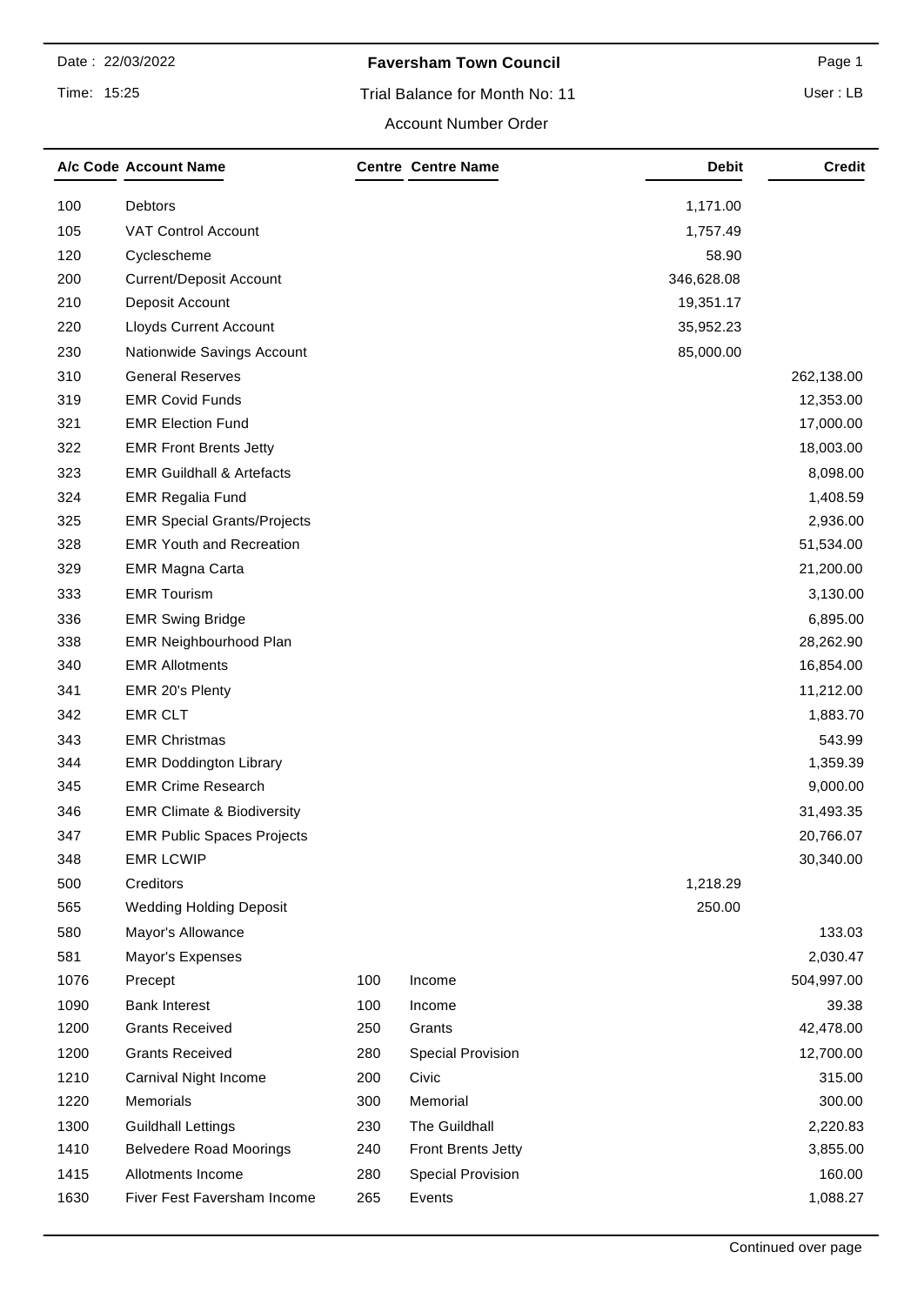Date : 22/03/2022

Time: 15:25

**Faversham Town Council**

Trial Balance for Month No: 11

Account Number Order

User : LB

| A/c Code | Account Name | Centre | Centre Name | Debit | Credit |
|---|---|---|---|---|---|
| 100 | Debtors | | | 1,171.00 | |
| 105 | VAT Control Account | | | 1,757.49 | |
| 120 | Cyclescheme | | | 58.90 | |
| 200 | Current/Deposit Account | | | 346,628.08 | |
| 210 | Deposit Account | | | 19,351.17 | |
| 220 | Lloyds Current Account | | | 35,952.23 | |
| 230 | Nationwide Savings Account | | | 85,000.00 | |
| 310 | General Reserves | | | | 262,138.00 |
| 319 | EMR Covid Funds | | | | 12,353.00 |
| 321 | EMR Election Fund | | | | 17,000.00 |
| 322 | EMR Front Brents Jetty | | | | 18,003.00 |
| 323 | EMR Guildhall & Artefacts | | | | 8,098.00 |
| 324 | EMR Regalia Fund | | | | 1,408.59 |
| 325 | EMR Special Grants/Projects | | | | 2,936.00 |
| 328 | EMR Youth and Recreation | | | | 51,534.00 |
| 329 | EMR Magna Carta | | | | 21,200.00 |
| 333 | EMR Tourism | | | | 3,130.00 |
| 336 | EMR Swing Bridge | | | | 6,895.00 |
| 338 | EMR Neighbourhood Plan | | | | 28,262.90 |
| 340 | EMR Allotments | | | | 16,854.00 |
| 341 | EMR 20's Plenty | | | | 11,212.00 |
| 342 | EMR CLT | | | | 1,883.70 |
| 343 | EMR Christmas | | | | 543.99 |
| 344 | EMR Doddington Library | | | | 1,359.39 |
| 345 | EMR Crime Research | | | | 9,000.00 |
| 346 | EMR Climate & Biodiversity | | | | 31,493.35 |
| 347 | EMR Public Spaces Projects | | | | 20,766.07 |
| 348 | EMR LCWIP | | | | 30,340.00 |
| 500 | Creditors | | | 1,218.29 | |
| 565 | Wedding Holding Deposit | | | 250.00 | |
| 580 | Mayor's Allowance | | | | 133.03 |
| 581 | Mayor's Expenses | | | | 2,030.47 |
| 1076 | Precept | 100 | Income | | 504,997.00 |
| 1090 | Bank Interest | 100 | Income | | 39.38 |
| 1200 | Grants Received | 250 | Grants | | 42,478.00 |
| 1200 | Grants Received | 280 | Special Provision | | 12,700.00 |
| 1210 | Carnival Night Income | 200 | Civic | | 315.00 |
| 1220 | Memorials | 300 | Memorial | | 300.00 |
| 1300 | Guildhall Lettings | 230 | The Guildhall | | 2,220.83 |
| 1410 | Belvedere Road Moorings | 240 | Front Brents Jetty | | 3,855.00 |
| 1415 | Allotments Income | 280 | Special Provision | | 160.00 |
| 1630 | Fiver Fest Faversham Income | 265 | Events | | 1,088.27 |

Continued over page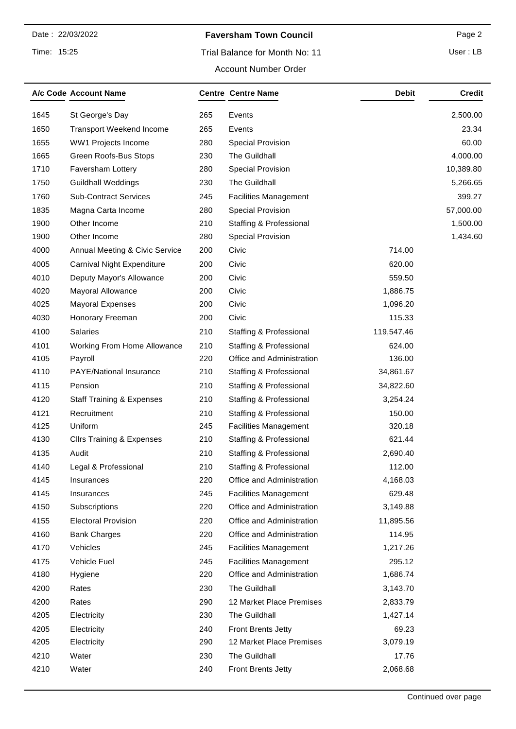# Faversham Town Council

Trial Balance for Month No: 11

Account Number Order

| A/c Code | Account Name | Centre | Centre Name | Debit | Credit |
|---|---|---|---|---|---|
| 1645 | St George's Day | 265 | Events | | 2,500.00 |
| 1650 | Transport Weekend Income | 265 | Events | | 23.34 |
| 1655 | WW1 Projects Income | 280 | Special Provision | | 60.00 |
| 1665 | Green Roofs-Bus Stops | 230 | The Guildhall | | 4,000.00 |
| 1710 | Faversham Lottery | 280 | Special Provision | | 10,389.80 |
| 1750 | Guildhall Weddings | 230 | The Guildhall | | 5,266.65 |
| 1760 | Sub-Contract Services | 245 | Facilities Management | | 399.27 |
| 1835 | Magna Carta Income | 280 | Special Provision | | 57,000.00 |
| 1900 | Other Income | 210 | Staffing & Professional | | 1,500.00 |
| 1900 | Other Income | 280 | Special Provision | | 1,434.60 |
| 4000 | Annual Meeting & Civic Service | 200 | Civic | 714.00 | |
| 4005 | Carnival Night Expenditure | 200 | Civic | 620.00 | |
| 4010 | Deputy Mayor's Allowance | 200 | Civic | 559.50 | |
| 4020 | Mayoral Allowance | 200 | Civic | 1,886.75 | |
| 4025 | Mayoral Expenses | 200 | Civic | 1,096.20 | |
| 4030 | Honorary Freeman | 200 | Civic | 115.33 | |
| 4100 | Salaries | 210 | Staffing & Professional | 119,547.46 | |
| 4101 | Working From Home Allowance | 210 | Staffing & Professional | 624.00 | |
| 4105 | Payroll | 220 | Office and Administration | 136.00 | |
| 4110 | PAYE/National Insurance | 210 | Staffing & Professional | 34,861.67 | |
| 4115 | Pension | 210 | Staffing & Professional | 34,822.60 | |
| 4120 | Staff Training & Expenses | 210 | Staffing & Professional | 3,254.24 | |
| 4121 | Recruitment | 210 | Staffing & Professional | 150.00 | |
| 4125 | Uniform | 245 | Facilities Management | 320.18 | |
| 4130 | Cllrs Training & Expenses | 210 | Staffing & Professional | 621.44 | |
| 4135 | Audit | 210 | Staffing & Professional | 2,690.40 | |
| 4140 | Legal & Professional | 210 | Staffing & Professional | 112.00 | |
| 4145 | Insurances | 220 | Office and Administration | 4,168.03 | |
| 4145 | Insurances | 245 | Facilities Management | 629.48 | |
| 4150 | Subscriptions | 220 | Office and Administration | 3,149.88 | |
| 4155 | Electoral Provision | 220 | Office and Administration | 11,895.56 | |
| 4160 | Bank Charges | 220 | Office and Administration | 114.95 | |
| 4170 | Vehicles | 245 | Facilities Management | 1,217.26 | |
| 4175 | Vehicle Fuel | 245 | Facilities Management | 295.12 | |
| 4180 | Hygiene | 220 | Office and Administration | 1,686.74 | |
| 4200 | Rates | 230 | The Guildhall | 3,143.70 | |
| 4200 | Rates | 290 | 12 Market Place Premises | 2,833.79 | |
| 4205 | Electricity | 230 | The Guildhall | 1,427.14 | |
| 4205 | Electricity | 240 | Front Brents Jetty | 69.23 | |
| 4205 | Electricity | 290 | 12 Market Place Premises | 3,079.19 | |
| 4210 | Water | 230 | The Guildhall | 17.76 | |
| 4210 | Water | 240 | Front Brents Jetty | 2,068.68 | |

Continued over page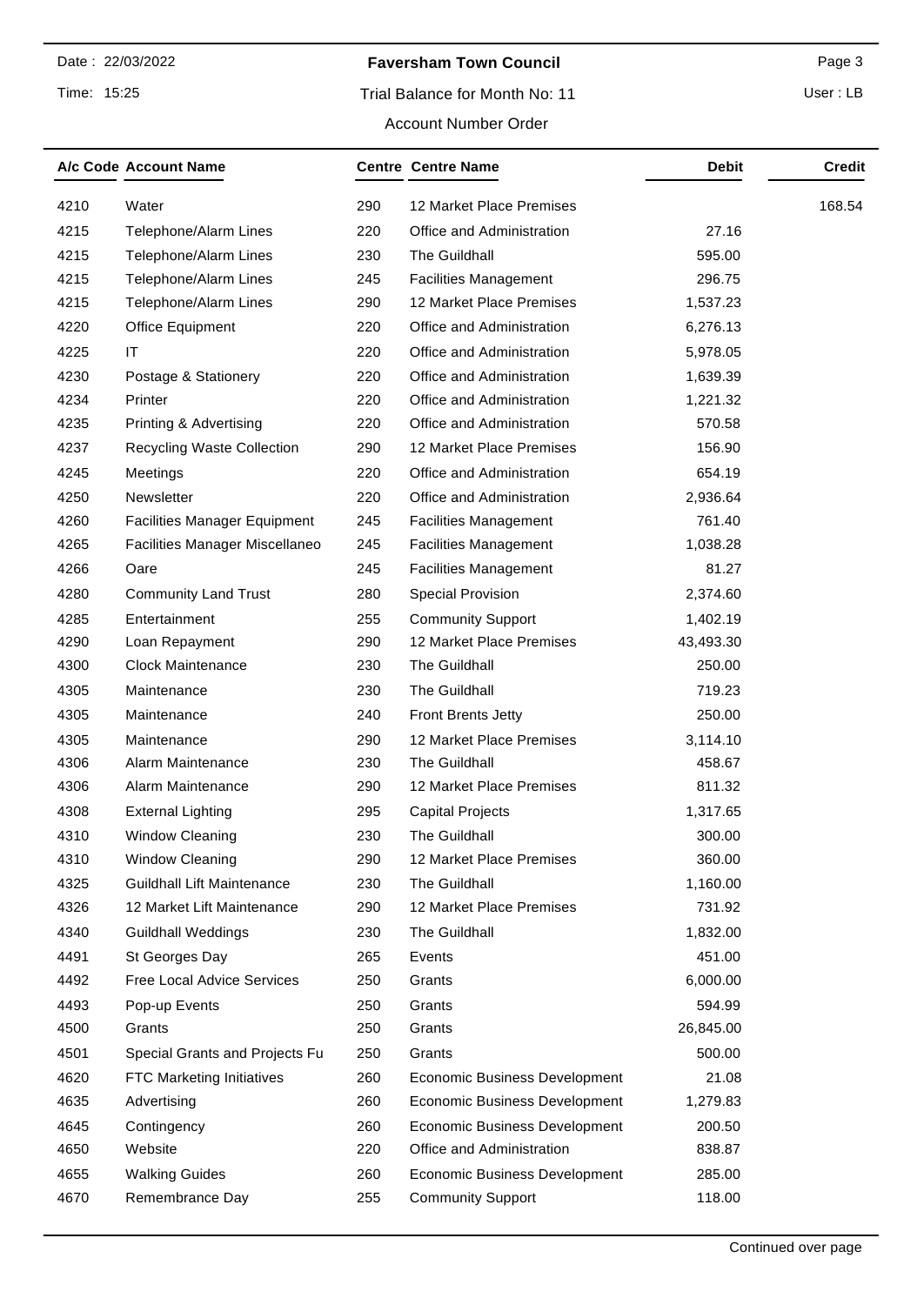Date : 22/03/2022

Time: 15:25

**Faversham Town Council**

Trial Balance for Month No: 11

Account Number Order

User : LB

| A/c Code | Account Name | Centre | Centre Name | Debit | Credit |
|---|---|---|---|---|---|
| 4210 | Water | 290 | 12 Market Place Premises | | 168.54 |
| 4215 | Telephone/Alarm Lines | 220 | Office and Administration | 27.16 | |
| 4215 | Telephone/Alarm Lines | 230 | The Guildhall | 595.00 | |
| 4215 | Telephone/Alarm Lines | 245 | Facilities Management | 296.75 | |
| 4215 | Telephone/Alarm Lines | 290 | 12 Market Place Premises | 1,537.23 | |
| 4220 | Office Equipment | 220 | Office and Administration | 6,276.13 | |
| 4225 | IT | 220 | Office and Administration | 5,978.05 | |
| 4230 | Postage & Stationery | 220 | Office and Administration | 1,639.39 | |
| 4234 | Printer | 220 | Office and Administration | 1,221.32 | |
| 4235 | Printing & Advertising | 220 | Office and Administration | 570.58 | |
| 4237 | Recycling Waste Collection | 290 | 12 Market Place Premises | 156.90 | |
| 4245 | Meetings | 220 | Office and Administration | 654.19 | |
| 4250 | Newsletter | 220 | Office and Administration | 2,936.64 | |
| 4260 | Facilities Manager Equipment | 245 | Facilities Management | 761.40 | |
| 4265 | Facilities Manager Miscellaneo | 245 | Facilities Management | 1,038.28 | |
| 4266 | Oare | 245 | Facilities Management | 81.27 | |
| 4280 | Community Land Trust | 280 | Special Provision | 2,374.60 | |
| 4285 | Entertainment | 255 | Community Support | 1,402.19 | |
| 4290 | Loan Repayment | 290 | 12 Market Place Premises | 43,493.30 | |
| 4300 | Clock Maintenance | 230 | The Guildhall | 250.00 | |
| 4305 | Maintenance | 230 | The Guildhall | 719.23 | |
| 4305 | Maintenance | 240 | Front Brents Jetty | 250.00 | |
| 4305 | Maintenance | 290 | 12 Market Place Premises | 3,114.10 | |
| 4306 | Alarm Maintenance | 230 | The Guildhall | 458.67 | |
| 4306 | Alarm Maintenance | 290 | 12 Market Place Premises | 811.32 | |
| 4308 | External Lighting | 295 | Capital Projects | 1,317.65 | |
| 4310 | Window Cleaning | 230 | The Guildhall | 300.00 | |
| 4310 | Window Cleaning | 290 | 12 Market Place Premises | 360.00 | |
| 4325 | Guildhall Lift Maintenance | 230 | The Guildhall | 1,160.00 | |
| 4326 | 12 Market Lift Maintenance | 290 | 12 Market Place Premises | 731.92 | |
| 4340 | Guildhall Weddings | 230 | The Guildhall | 1,832.00 | |
| 4491 | St Georges Day | 265 | Events | 451.00 | |
| 4492 | Free Local Advice Services | 250 | Grants | 6,000.00 | |
| 4493 | Pop-up Events | 250 | Grants | 594.99 | |
| 4500 | Grants | 250 | Grants | 26,845.00 | |
| 4501 | Special Grants and Projects Fu | 250 | Grants | 500.00 | |
| 4620 | FTC Marketing Initiatives | 260 | Economic Business Development | 21.08 | |
| 4635 | Advertising | 260 | Economic Business Development | 1,279.83 | |
| 4645 | Contingency | 260 | Economic Business Development | 200.50 | |
| 4650 | Website | 220 | Office and Administration | 838.87 | |
| 4655 | Walking Guides | 260 | Economic Business Development | 285.00 | |
| 4670 | Remembrance Day | 255 | Community Support | 118.00 | |

Continued over page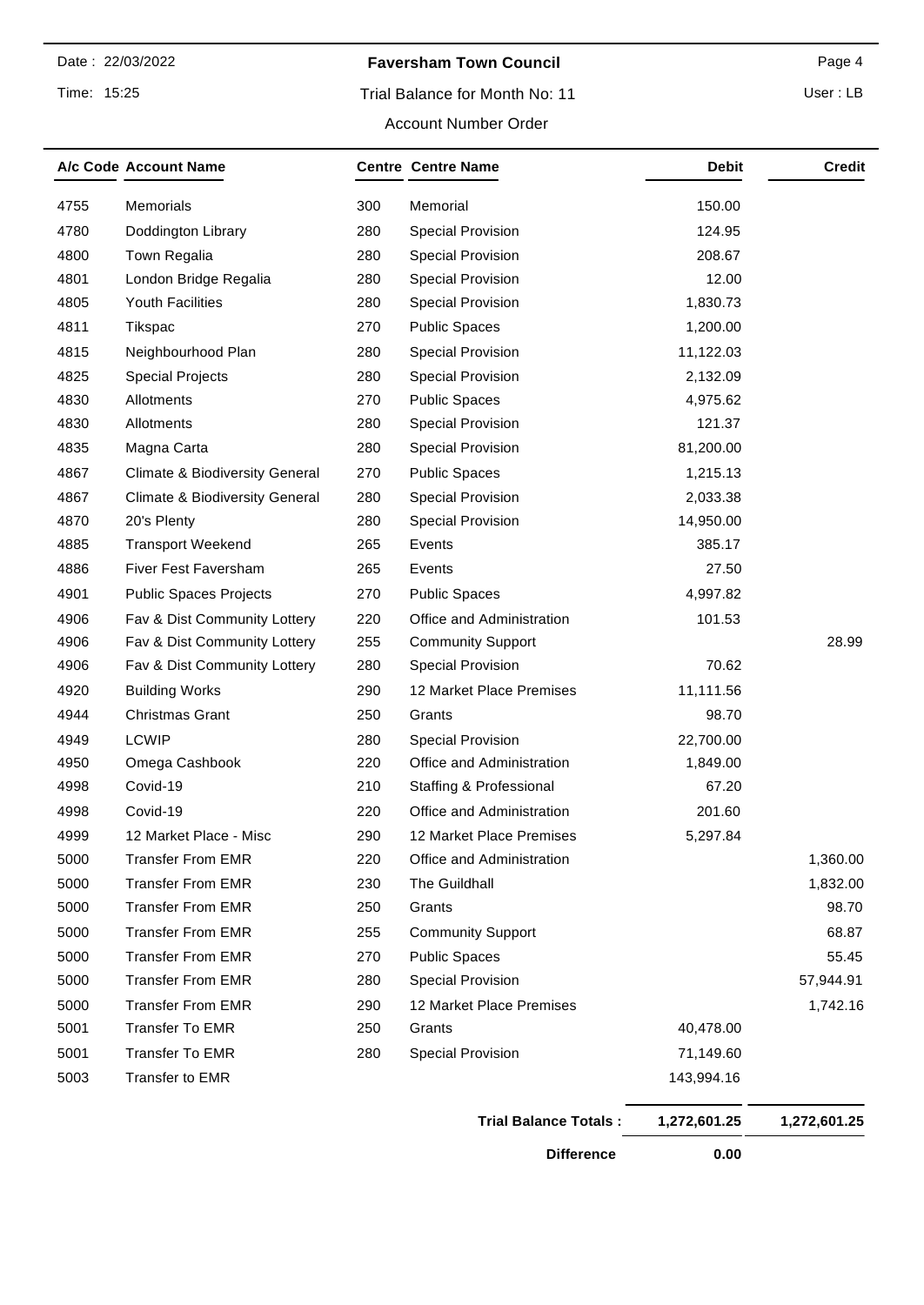| A/c Code | Account Name | Centre | Centre Name | Debit | Credit |
|---|---|---|---|---|---|
| 4755 | Memorials | 300 | Memorial | 150.00 | |
| 4780 | Doddington Library | 280 | Special Provision | 124.95 | |
| 4800 | Town Regalia | 280 | Special Provision | 208.67 | |
| 4801 | London Bridge Regalia | 280 | Special Provision | 12.00 | |
| 4805 | Youth Facilities | 280 | Special Provision | 1,830.73 | |
| 4811 | Tikspac | 270 | Public Spaces | 1,200.00 | |
| 4815 | Neighbourhood Plan | 280 | Special Provision | 11,122.03 | |
| 4825 | Special Projects | 280 | Special Provision | 2,132.09 | |
| 4830 | Allotments | 270 | Public Spaces | 4,975.62 | |
| 4830 | Allotments | 280 | Special Provision | 121.37 | |
| 4835 | Magna Carta | 280 | Special Provision | 81,200.00 | |
| 4867 | Climate & Biodiversity General | 270 | Public Spaces | 1,215.13 | |
| 4867 | Climate & Biodiversity General | 280 | Special Provision | 2,033.38 | |
| 4870 | 20's Plenty | 280 | Special Provision | 14,950.00 | |
| 4885 | Transport Weekend | 265 | Events | 385.17 | |
| 4886 | Fiver Fest Faversham | 265 | Events | 27.50 | |
| 4901 | Public Spaces Projects | 270 | Public Spaces | 4,997.82 | |
| 4906 | Fav & Dist Community Lottery | 220 | Office and Administration | 101.53 | |
| 4906 | Fav & Dist Community Lottery | 255 | Community Support | | 28.99 |
| 4906 | Fav & Dist Community Lottery | 280 | Special Provision | 70.62 | |
| 4920 | Building Works | 290 | 12 Market Place Premises | 11,111.56 | |
| 4944 | Christmas Grant | 250 | Grants | 98.70 | |
| 4949 | LCWIP | 280 | Special Provision | 22,700.00 | |
| 4950 | Omega Cashbook | 220 | Office and Administration | 1,849.00 | |
| 4998 | Covid-19 | 210 | Staffing & Professional | 67.20 | |
| 4998 | Covid-19 | 220 | Office and Administration | 201.60 | |
| 4999 | 12 Market Place - Misc | 290 | 12 Market Place Premises | 5,297.84 | |
| 5000 | Transfer From EMR | 220 | Office and Administration | | 1,360.00 |
| 5000 | Transfer From EMR | 230 | The Guildhall | | 1,832.00 |
| 5000 | Transfer From EMR | 250 | Grants | | 98.70 |
| 5000 | Transfer From EMR | 255 | Community Support | | 68.87 |
| 5000 | Transfer From EMR | 270 | Public Spaces | | 55.45 |
| 5000 | Transfer From EMR | 280 | Special Provision | | 57,944.91 |
| 5000 | Transfer From EMR | 290 | 12 Market Place Premises | | 1,742.16 |
| 5001 | Transfer To EMR | 250 | Grants | 40,478.00 | |
| 5001 | Transfer To EMR | 280 | Special Provision | 71,149.60 | |
| 5003 | Transfer to EMR | | | 143,994.16 | |
| | | | **Trial Balance Totals :** | **1,272,601.25** | **1,272,601.25** |
| | | | **Difference** | **0.00** | |